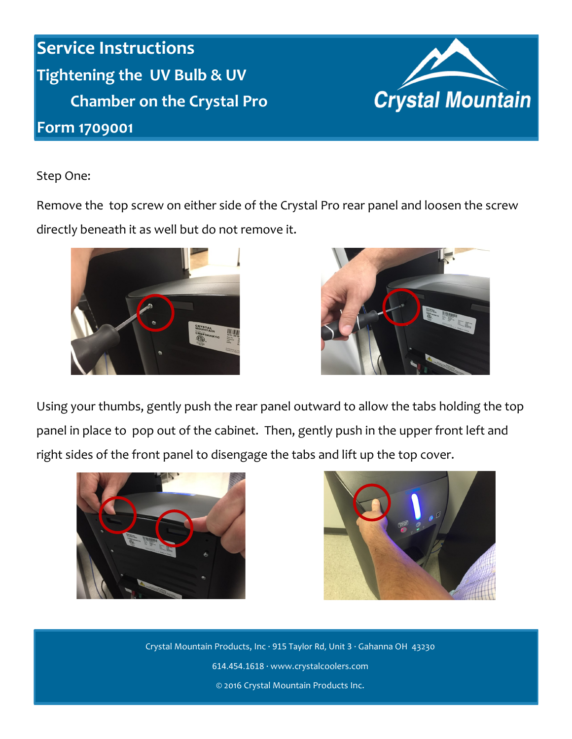# Service Instructions

## Tightening the UV Bulb & UV Chamber on the Crystal Pro

## Form 1709001

Crystal Mountain

Step One:

Remove the top screw on either side of the Crystal Pro rear panel and loosen the screw directly beneath it as well but do not remove it.

Using your thumbs, gently push the rear panel outward to allow the tabs holding the top panel in place to pop out of the cabinet. Then, gently push in the upper front left and right sides of the front panel to disengage the tabs and lift up the top cover.

Crystal Mountain Products, Inc · 915 Taylor Rd, Unit 3 · Gahanna OH 43230

614.454.1618 · www.crystalcoolers.com

© 2016 Crystal Mountain Products Inc.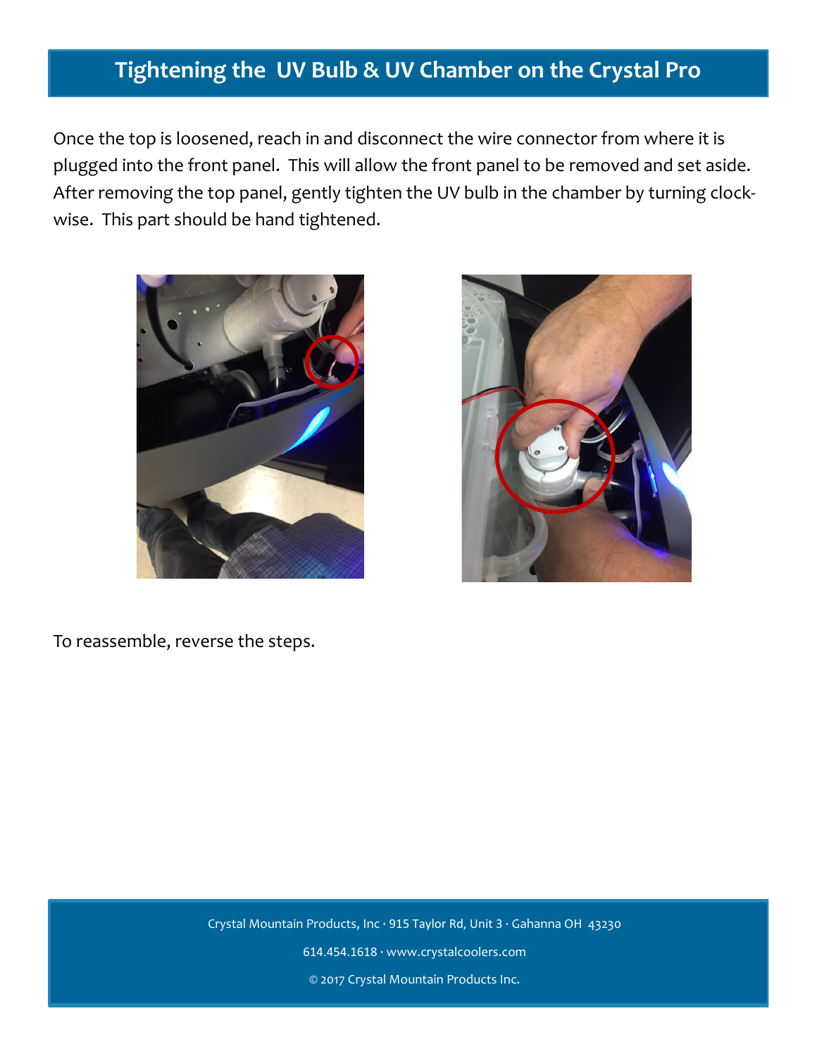# Tightening the UV Bulb & UV Chamber on the Crystal Pro

Once the top is loosened, reach in and disconnect the wire connector from where it is plugged into the front panel. This will allow the front panel to be removed and set aside. After removing the top panel, gently tighten the UV bulb in the chamber by turning clockwise. This part should be hand tightened.

To reassemble, reverse the steps.

Crystal Mountain Products, Inc · 915 Taylor Rd, Unit 3 · Gahanna OH 43230

614.454.1618 · www.crystalcoolers.com

© 2017 Crystal Mountain Products Inc.